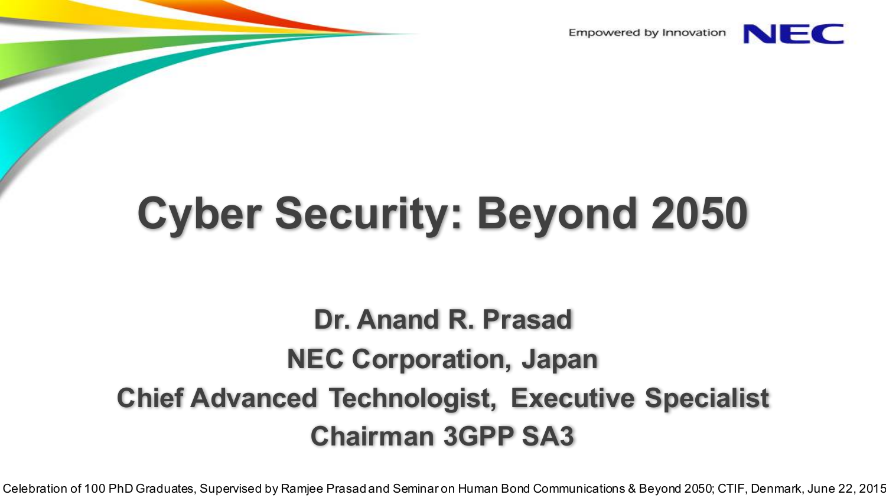Empowered by Innovation NEC

# Cyber Security: Beyond 2050

**Dr. Anand R. Prasad**

**NEC Corporation, Japan**

**Chief Advanced Technologist, Executive Specialist**

**Chairman 3GPP SA3**

Celebration of 100 PhD Graduates, Supervised by Ramjee Prasad and Seminar on Human Bond Communications & Beyond 2050; CTIF, Denmark, June 22, 2015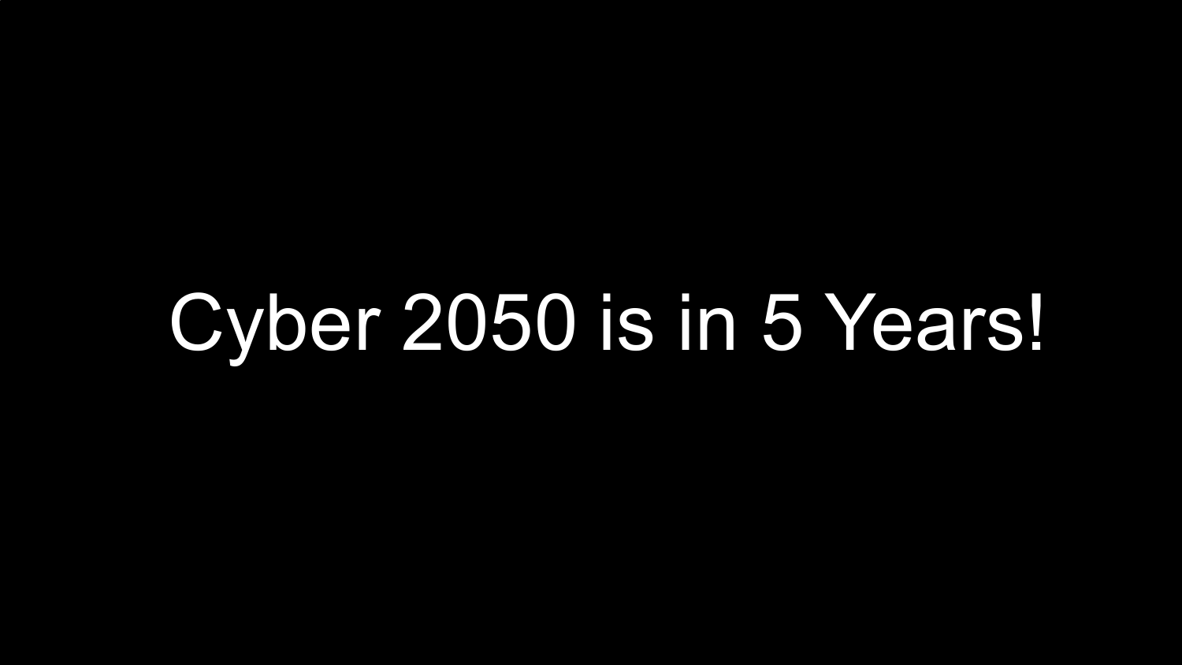Cyber 2050 is in 5 Years!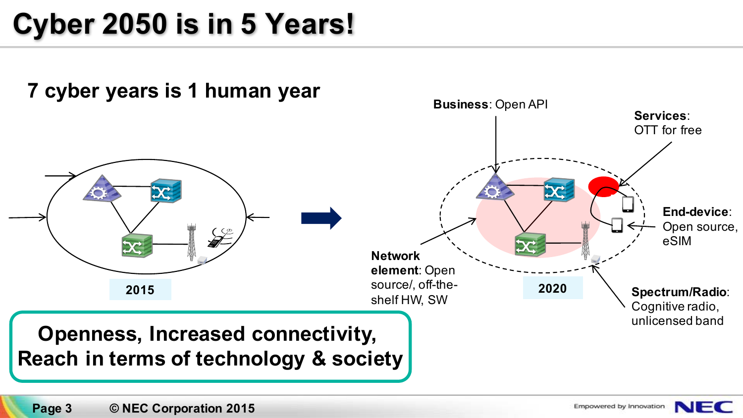# Cyber 2050 is in 5 Years!

## 7 cyber years is 1 human year

2015

2020

**Business**: Open API

**Services**: OTT for free

**End-device**: Open source, eSIM

**Network element**: Open source/, off-the-shelf HW, SW

**Spectrum/Radio**: Cognitive radio, unlicensed band

**Openness, Increased connectivity, Reach in terms of technology & society**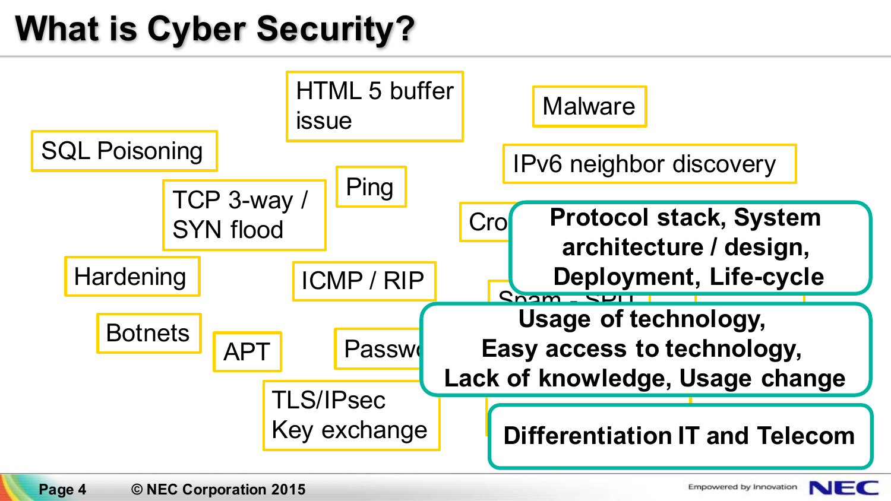# What is Cyber Security?

- HTML 5 buffer issue
- Malware
- SQL Poisoning
- IPv6 neighbor discovery
- Ping
- TCP 3-way / SYN flood
- Cro
- Hardening
- ICMP / RIP
- Spam - SPIT
- Botnets
- APT
- Passw
- TLS/IPsec Key exchange

**Protocol stack, System architecture / design, Deployment, Life-cycle**

**Usage of technology, Easy access to technology, Lack of knowledge, Usage change**

**Differentiation IT and Telecom**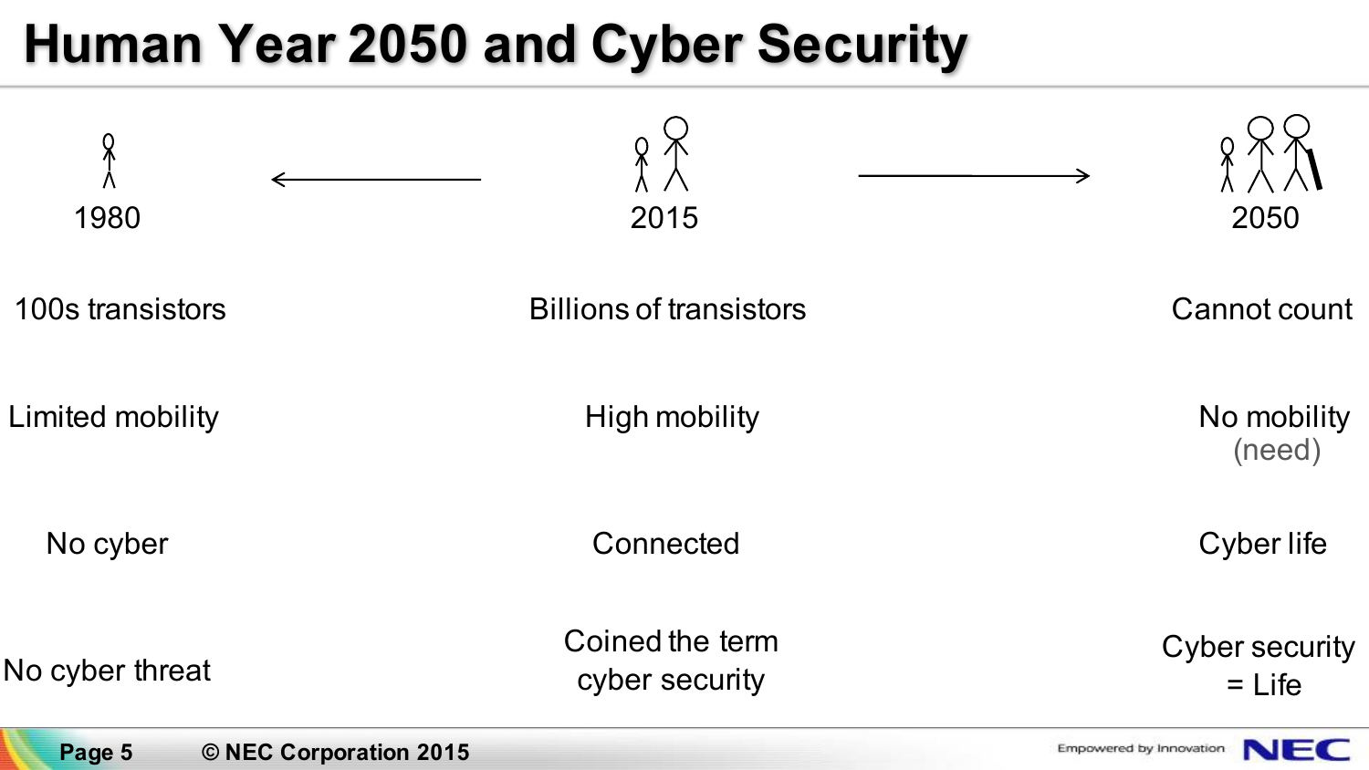# Human Year 2050 and Cyber Security

| 1980 | 2015 | 2050 |
|---|---|---|
| 100s transistors | Billions of transistors | Cannot count |
| Limited mobility | High mobility | No mobility (need) |
| No cyber | Connected | Cyber life |
| No cyber threat | Coined the term cyber security | Cyber security = Life |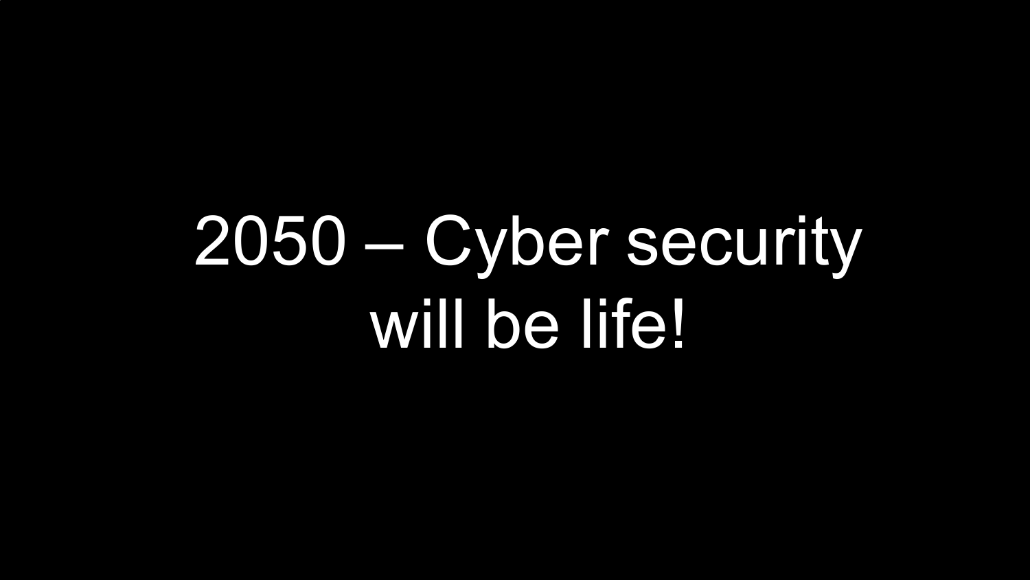# 2050 – Cyber security will be life!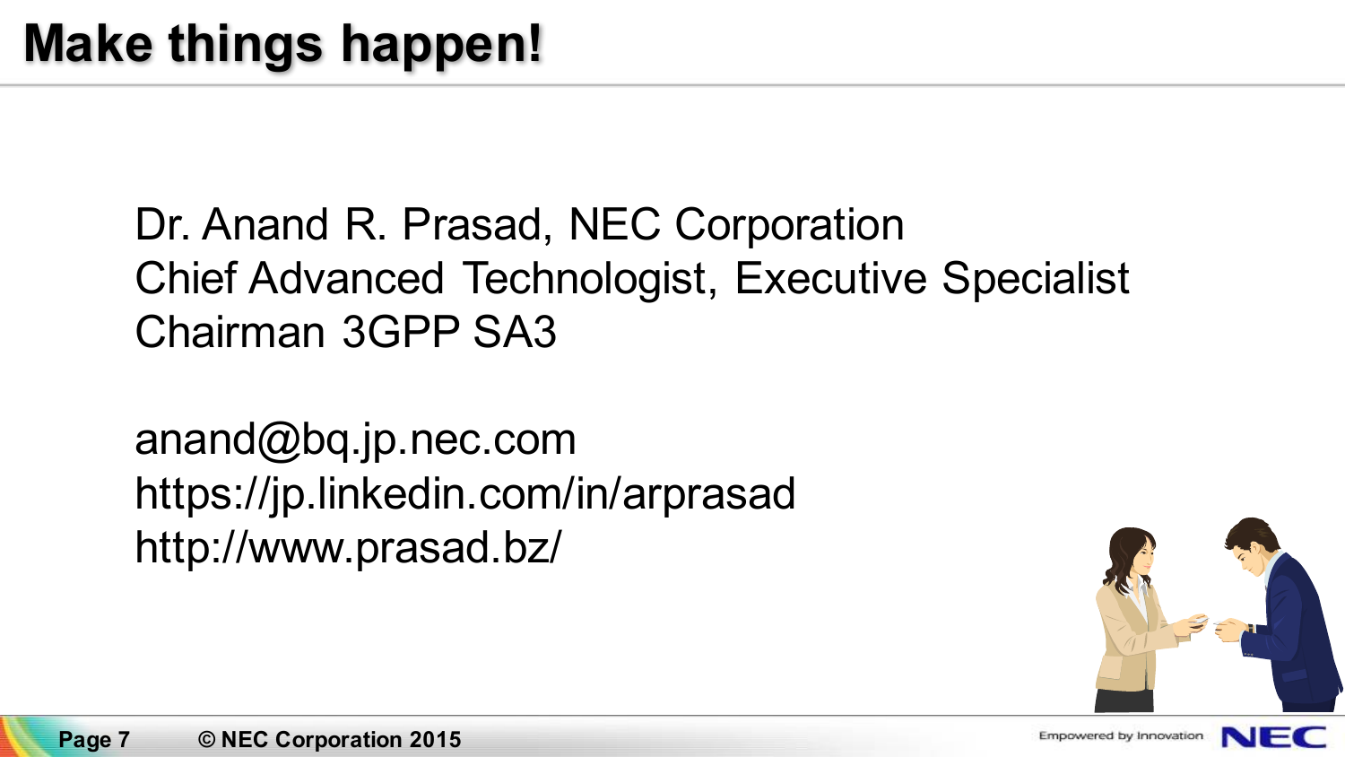# Make things happen!

Dr. Anand R. Prasad, NEC Corporation
Chief Advanced Technologist, Executive Specialist
Chairman 3GPP SA3

anand@bq.jp.nec.com
https://jp.linkedin.com/in/arprasad
http://www.prasad.bz/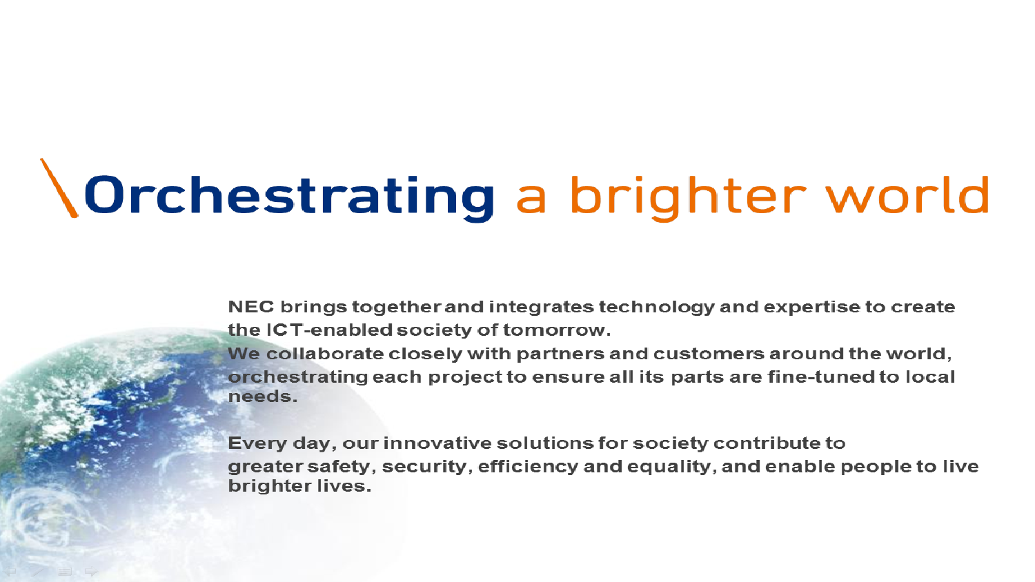# \Orchestrating a brighter world

NEC brings together and integrates technology and expertise to create the ICT-enabled society of tomorrow.
We collaborate closely with partners and customers around the world, orchestrating each project to ensure all its parts are fine-tuned to local needs.

Every day, our innovative solutions for society contribute to greater safety, security, efficiency and equality, and enable people to live brighter lives.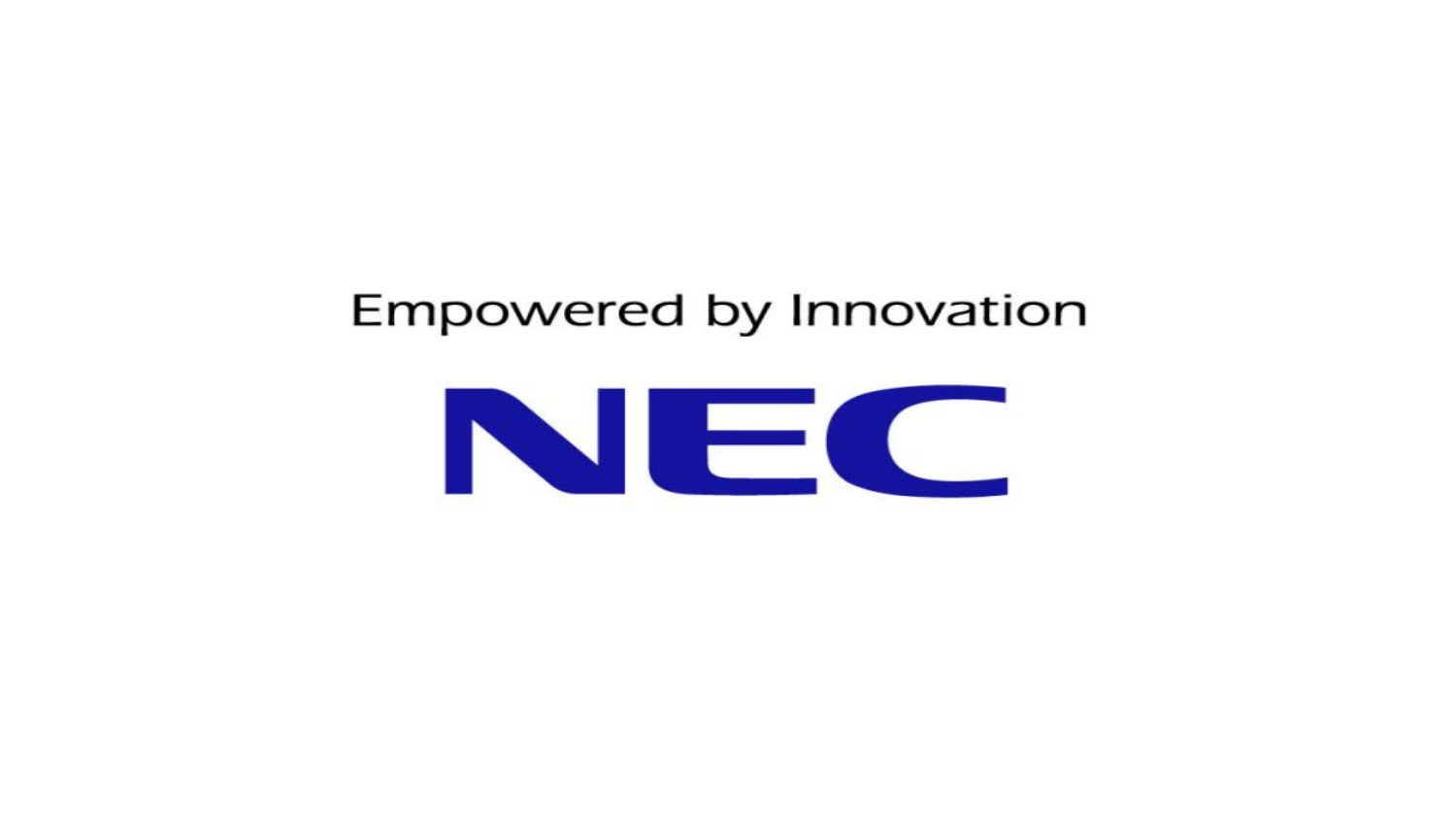Empowered by Innovation

NEC